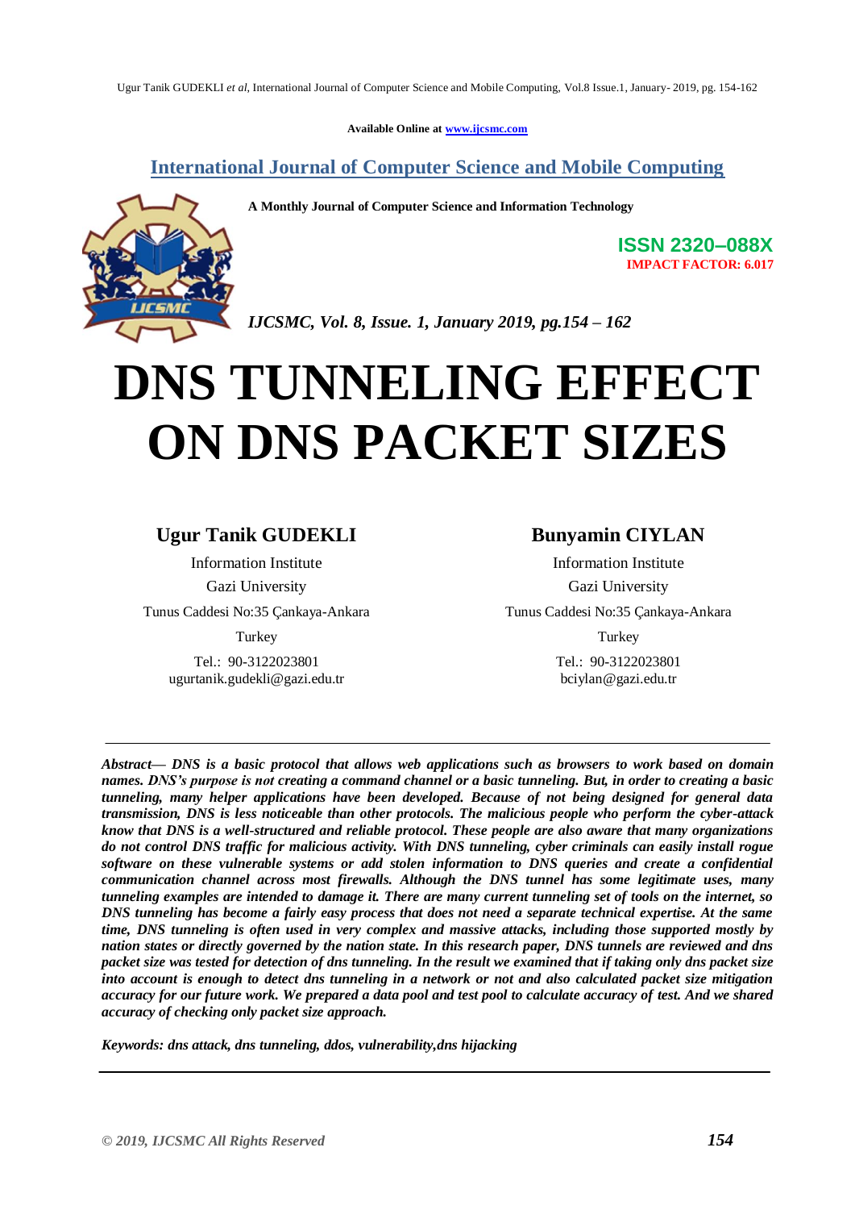Available Online at www.ijcsmc.com

## International Journal of Computer Science and Mobile Computing

**A Monthly Journal of Computer Science and Information Technology**

**ISSN 2320–088X**
**IMPACT FACTOR: 6.017**

*IJCSMC, Vol. 8, Issue. 1, January 2019, pg.154 – 162*

# DNS TUNNELING EFFECT ON DNS PACKET SIZES

**Ugur Tanik GUDEKLI**
Information Institute
Gazi University
Tunus Caddesi No:35 Çankaya-Ankara
Turkey
Tel.: 90-3122023801
ugurtanik.gudekli@gazi.edu.tr

**Bunyamin CIYLAN**
Information Institute
Gazi University
Tunus Caddesi No:35 Çankaya-Ankara
Turkey
Tel.: 90-3122023801
bciylan@gazi.edu.tr

***Abstract— DNS is a basic protocol that allows web applications such as browsers to work based on domain names. DNS's purpose is not creating a command channel or a basic tunneling. But, in order to creating a basic tunneling, many helper applications have been developed. Because of not being designed for general data transmission, DNS is less noticeable than other protocols. The malicious people who perform the cyber-attack know that DNS is a well-structured and reliable protocol. These people are also aware that many organizations do not control DNS traffic for malicious activity. With DNS tunneling, cyber criminals can easily install rogue software on these vulnerable systems or add stolen information to DNS queries and create a confidential communication channel across most firewalls. Although the DNS tunnel has some legitimate uses, many tunneling examples are intended to damage it. There are many current tunneling set of tools on the internet, so DNS tunneling has become a fairly easy process that does not need a separate technical expertise. At the same time, DNS tunneling is often used in very complex and massive attacks, including those supported mostly by nation states or directly governed by the nation state. In this research paper, DNS tunnels are reviewed and dns packet size was tested for detection of dns tunneling. In the result we examined that if taking only dns packet size into account is enough to detect dns tunneling in a network or not and also calculated packet size mitigation accuracy for our future work. We prepared a data pool and test pool to calculate accuracy of test. And we shared accuracy of checking only packet size approach.***

***Keywords: dns attack, dns tunneling, ddos, vulnerability,dns hijacking***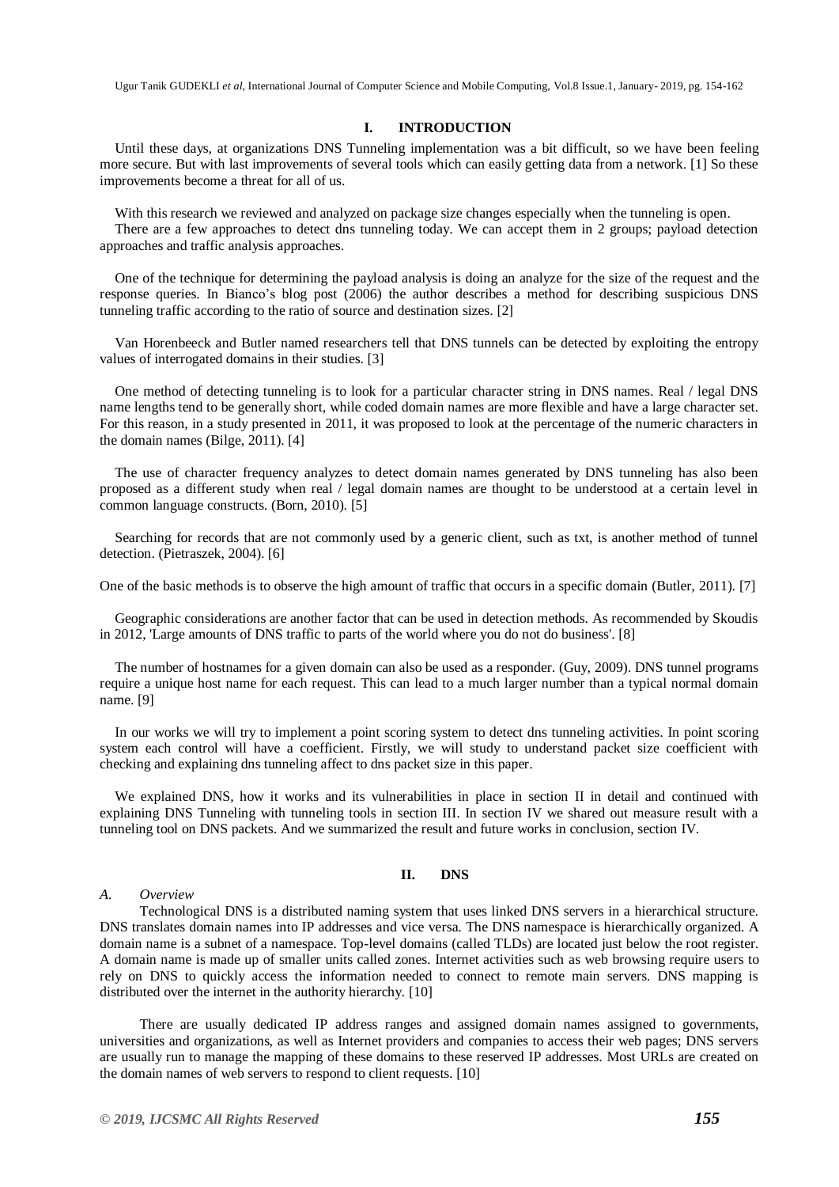## I. INTRODUCTION

Until these days, at organizations DNS Tunneling implementation was a bit difficult, so we have been feeling more secure. But with last improvements of several tools which can easily getting data from a network. [1] So these improvements become a threat for all of us.

With this research we reviewed and analyzed on package size changes especially when the tunneling is open.
There are a few approaches to detect dns tunneling today. We can accept them in 2 groups; payload detection approaches and traffic analysis approaches.

One of the technique for determining the payload analysis is doing an analyze for the size of the request and the response queries. In Bianco's blog post (2006) the author describes a method for describing suspicious DNS tunneling traffic according to the ratio of source and destination sizes. [2]

Van Horenbeeck and Butler named researchers tell that DNS tunnels can be detected by exploiting the entropy values of interrogated domains in their studies. [3]

One method of detecting tunneling is to look for a particular character string in DNS names. Real / legal DNS name lengths tend to be generally short, while coded domain names are more flexible and have a large character set. For this reason, in a study presented in 2011, it was proposed to look at the percentage of the numeric characters in the domain names (Bilge, 2011). [4]

The use of character frequency analyzes to detect domain names generated by DNS tunneling has also been proposed as a different study when real / legal domain names are thought to be understood at a certain level in common language constructs. (Born, 2010). [5]

Searching for records that are not commonly used by a generic client, such as txt, is another method of tunnel detection. (Pietraszek, 2004). [6]

One of the basic methods is to observe the high amount of traffic that occurs in a specific domain (Butler, 2011). [7]

Geographic considerations are another factor that can be used in detection methods. As recommended by Skoudis in 2012, 'Large amounts of DNS traffic to parts of the world where you do not do business'. [8]

The number of hostnames for a given domain can also be used as a responder. (Guy, 2009). DNS tunnel programs require a unique host name for each request. This can lead to a much larger number than a typical normal domain name. [9]

In our works we will try to implement a point scoring system to detect dns tunneling activities. In point scoring system each control will have a coefficient. Firstly, we will study to understand packet size coefficient with checking and explaining dns tunneling affect to dns packet size in this paper.

We explained DNS, how it works and its vulnerabilities in place in section II in detail and continued with explaining DNS Tunneling with tunneling tools in section III. In section IV we shared out measure result with a tunneling tool on DNS packets. And we summarized the result and future works in conclusion, section IV.

## II. DNS

### A. *Overview*

Technological DNS is a distributed naming system that uses linked DNS servers in a hierarchical structure. DNS translates domain names into IP addresses and vice versa. The DNS namespace is hierarchically organized. A domain name is a subnet of a namespace. Top-level domains (called TLDs) are located just below the root register. A domain name is made up of smaller units called zones. Internet activities such as web browsing require users to rely on DNS to quickly access the information needed to connect to remote main servers. DNS mapping is distributed over the internet in the authority hierarchy. [10]

There are usually dedicated IP address ranges and assigned domain names assigned to governments, universities and organizations, as well as Internet providers and companies to access their web pages; DNS servers are usually run to manage the mapping of these domains to these reserved IP addresses. Most URLs are created on the domain names of web servers to respond to client requests. [10]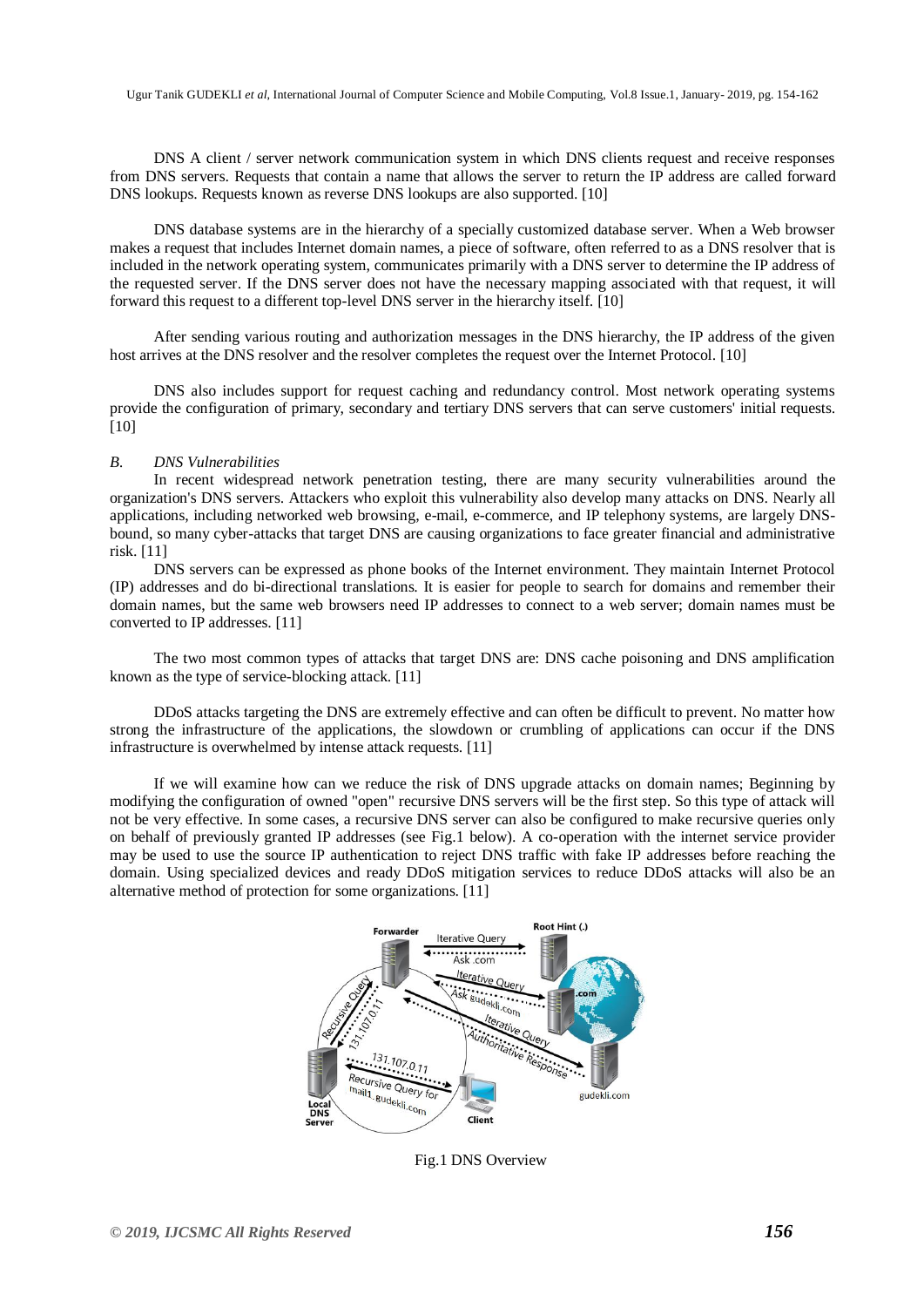DNS A client / server network communication system in which DNS clients request and receive responses from DNS servers. Requests that contain a name that allows the server to return the IP address are called forward DNS lookups. Requests known as reverse DNS lookups are also supported. [10]

DNS database systems are in the hierarchy of a specially customized database server. When a Web browser makes a request that includes Internet domain names, a piece of software, often referred to as a DNS resolver that is included in the network operating system, communicates primarily with a DNS server to determine the IP address of the requested server. If the DNS server does not have the necessary mapping associated with that request, it will forward this request to a different top-level DNS server in the hierarchy itself. [10]

After sending various routing and authorization messages in the DNS hierarchy, the IP address of the given host arrives at the DNS resolver and the resolver completes the request over the Internet Protocol. [10]

DNS also includes support for request caching and redundancy control. Most network operating systems provide the configuration of primary, secondary and tertiary DNS servers that can serve customers' initial requests. [10]

### *B. DNS Vulnerabilities*

In recent widespread network penetration testing, there are many security vulnerabilities around the organization's DNS servers. Attackers who exploit this vulnerability also develop many attacks on DNS. Nearly all applications, including networked web browsing, e-mail, e-commerce, and IP telephony systems, are largely DNS-bound, so many cyber-attacks that target DNS are causing organizations to face greater financial and administrative risk. [11]

DNS servers can be expressed as phone books of the Internet environment. They maintain Internet Protocol (IP) addresses and do bi-directional translations. It is easier for people to search for domains and remember their domain names, but the same web browsers need IP addresses to connect to a web server; domain names must be converted to IP addresses. [11]

The two most common types of attacks that target DNS are: DNS cache poisoning and DNS amplification known as the type of service-blocking attack. [11]

DDoS attacks targeting the DNS are extremely effective and can often be difficult to prevent. No matter how strong the infrastructure of the applications, the slowdown or crumbling of applications can occur if the DNS infrastructure is overwhelmed by intense attack requests. [11]

If we will examine how can we reduce the risk of DNS upgrade attacks on domain names; Beginning by modifying the configuration of owned "open" recursive DNS servers will be the first step. So this type of attack will not be very effective. In some cases, a recursive DNS server can also be configured to make recursive queries only on behalf of previously granted IP addresses (see Fig.1 below). A co-operation with the internet service provider may be used to use the source IP authentication to reject DNS traffic with fake IP addresses before reaching the domain. Using specialized devices and ready DDoS mitigation services to reduce DDoS attacks will also be an alternative method of protection for some organizations. [11]

Fig.1 DNS Overview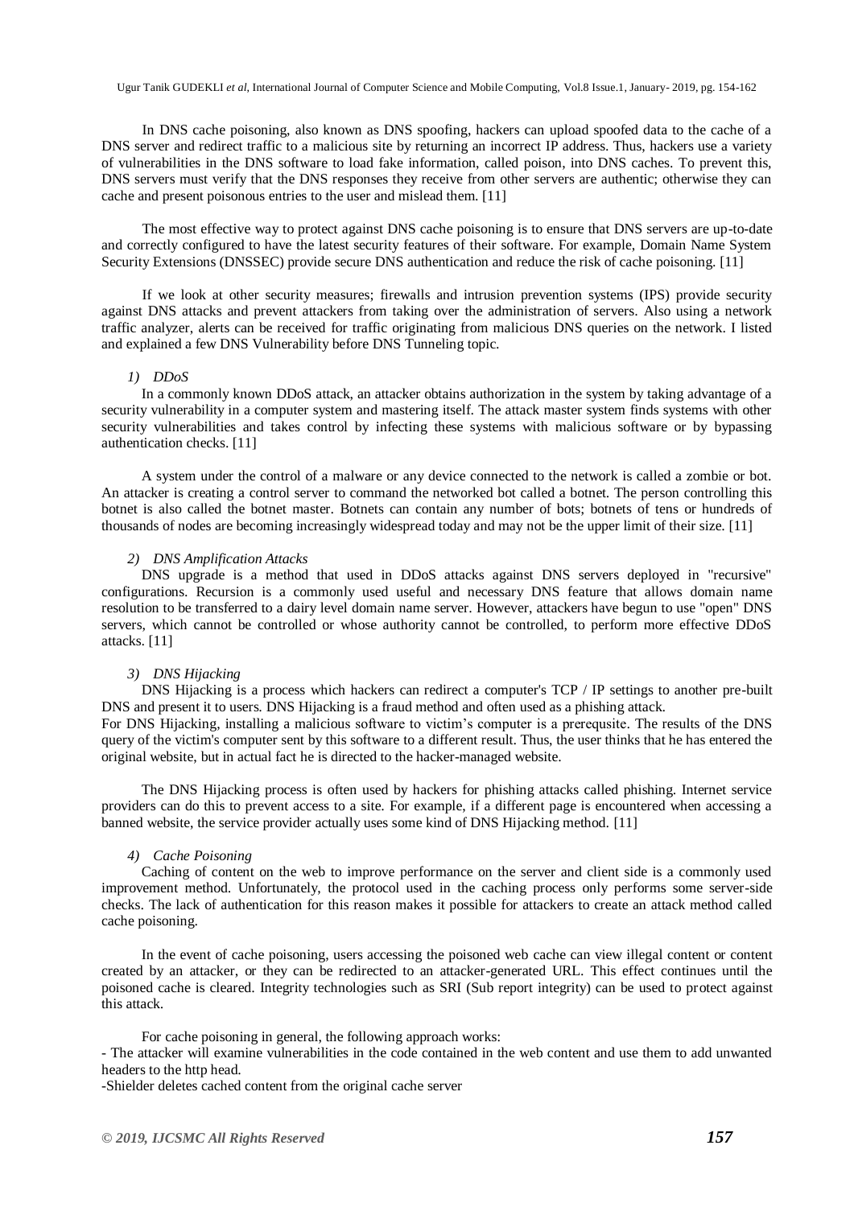In DNS cache poisoning, also known as DNS spoofing, hackers can upload spoofed data to the cache of a DNS server and redirect traffic to a malicious site by returning an incorrect IP address. Thus, hackers use a variety of vulnerabilities in the DNS software to load fake information, called poison, into DNS caches. To prevent this, DNS servers must verify that the DNS responses they receive from other servers are authentic; otherwise they can cache and present poisonous entries to the user and mislead them. [11]

The most effective way to protect against DNS cache poisoning is to ensure that DNS servers are up-to-date and correctly configured to have the latest security features of their software. For example, Domain Name System Security Extensions (DNSSEC) provide secure DNS authentication and reduce the risk of cache poisoning. [11]

If we look at other security measures; firewalls and intrusion prevention systems (IPS) provide security against DNS attacks and prevent attackers from taking over the administration of servers. Also using a network traffic analyzer, alerts can be received for traffic originating from malicious DNS queries on the network. I listed and explained a few DNS Vulnerability before DNS Tunneling topic.

*1) DDoS*

In a commonly known DDoS attack, an attacker obtains authorization in the system by taking advantage of a security vulnerability in a computer system and mastering itself. The attack master system finds systems with other security vulnerabilities and takes control by infecting these systems with malicious software or by bypassing authentication checks. [11]

A system under the control of a malware or any device connected to the network is called a zombie or bot. An attacker is creating a control server to command the networked bot called a botnet. The person controlling this botnet is also called the botnet master. Botnets can contain any number of bots; botnets of tens or hundreds of thousands of nodes are becoming increasingly widespread today and may not be the upper limit of their size. [11]

*2) DNS Amplification Attacks*

DNS upgrade is a method that used in DDoS attacks against DNS servers deployed in "recursive" configurations. Recursion is a commonly used useful and necessary DNS feature that allows domain name resolution to be transferred to a dairy level domain name server. However, attackers have begun to use "open" DNS servers, which cannot be controlled or whose authority cannot be controlled, to perform more effective DDoS attacks. [11]

*3) DNS Hijacking*

DNS Hijacking is a process which hackers can redirect a computer's TCP / IP settings to another pre-built DNS and present it to users. DNS Hijacking is a fraud method and often used as a phishing attack.
For DNS Hijacking, installing a malicious software to victim's computer is a prerequsite. The results of the DNS query of the victim's computer sent by this software to a different result. Thus, the user thinks that he has entered the original website, but in actual fact he is directed to the hacker-managed website.

The DNS Hijacking process is often used by hackers for phishing attacks called phishing. Internet service providers can do this to prevent access to a site. For example, if a different page is encountered when accessing a banned website, the service provider actually uses some kind of DNS Hijacking method. [11]

*4) Cache Poisoning*

Caching of content on the web to improve performance on the server and client side is a commonly used improvement method. Unfortunately, the protocol used in the caching process only performs some server-side checks. The lack of authentication for this reason makes it possible for attackers to create an attack method called cache poisoning.

In the event of cache poisoning, users accessing the poisoned web cache can view illegal content or content created by an attacker, or they can be redirected to an attacker-generated URL. This effect continues until the poisoned cache is cleared. Integrity technologies such as SRI (Sub report integrity) can be used to protect against this attack.

For cache poisoning in general, the following approach works:

- The attacker will examine vulnerabilities in the code contained in the web content and use them to add unwanted headers to the http head.
- Shielder deletes cached content from the original cache server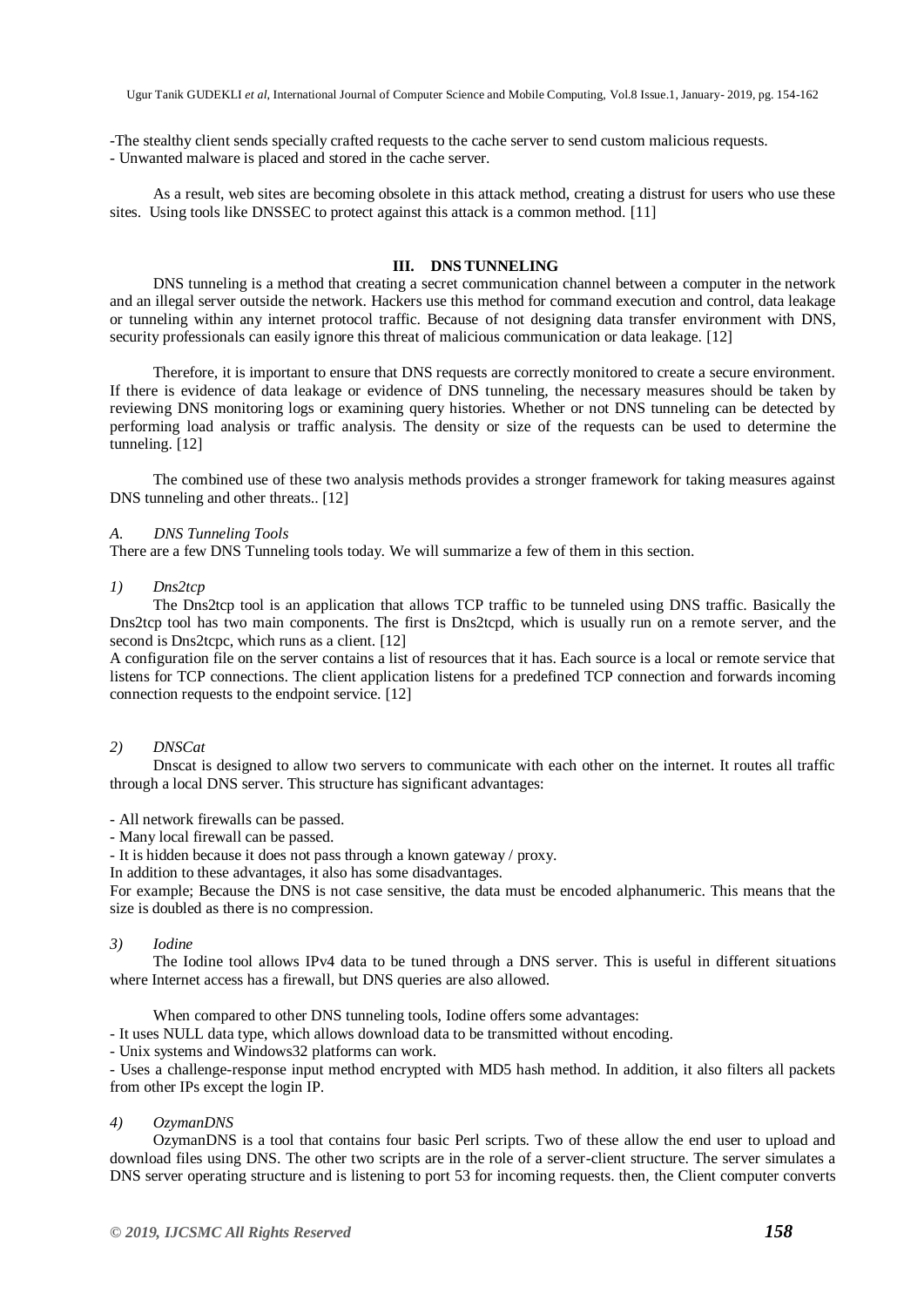-The stealthy client sends specially crafted requests to the cache server to send custom malicious requests.
- Unwanted malware is placed and stored in the cache server.

As a result, web sites are becoming obsolete in this attack method, creating a distrust for users who use these sites. Using tools like DNSSEC to protect against this attack is a common method. [11]

## III. DNS TUNNELING

DNS tunneling is a method that creating a secret communication channel between a computer in the network and an illegal server outside the network. Hackers use this method for command execution and control, data leakage or tunneling within any internet protocol traffic. Because of not designing data transfer environment with DNS, security professionals can easily ignore this threat of malicious communication or data leakage. [12]

Therefore, it is important to ensure that DNS requests are correctly monitored to create a secure environment. If there is evidence of data leakage or evidence of DNS tunneling, the necessary measures should be taken by reviewing DNS monitoring logs or examining query histories. Whether or not DNS tunneling can be detected by performing load analysis or traffic analysis. The density or size of the requests can be used to determine the tunneling. [12]

The combined use of these two analysis methods provides a stronger framework for taking measures against DNS tunneling and other threats.. [12]

### *A. DNS Tunneling Tools*

There are a few DNS Tunneling tools today. We will summarize a few of them in this section.

#### *1) Dns2tcp*

The Dns2tcp tool is an application that allows TCP traffic to be tunneled using DNS traffic. Basically the Dns2tcp tool has two main components. The first is Dns2tcpd, which is usually run on a remote server, and the second is Dns2tcpc, which runs as a client. [12]

A configuration file on the server contains a list of resources that it has. Each source is a local or remote service that listens for TCP connections. The client application listens for a predefined TCP connection and forwards incoming connection requests to the endpoint service. [12]

#### *2) DNSCat*

Dnscat is designed to allow two servers to communicate with each other on the internet. It routes all traffic through a local DNS server. This structure has significant advantages:

- All network firewalls can be passed.
- Many local firewall can be passed.
- It is hidden because it does not pass through a known gateway / proxy.

In addition to these advantages, it also has some disadvantages.

For example; Because the DNS is not case sensitive, the data must be encoded alphanumeric. This means that the size is doubled as there is no compression.

#### *3) Iodine*

The Iodine tool allows IPv4 data to be tuned through a DNS server. This is useful in different situations where Internet access has a firewall, but DNS queries are also allowed.

When compared to other DNS tunneling tools, Iodine offers some advantages:

- It uses NULL data type, which allows download data to be transmitted without encoding.
- Unix systems and Windows32 platforms can work.
- Uses a challenge-response input method encrypted with MD5 hash method. In addition, it also filters all packets from other IPs except the login IP.

#### *4) OzymanDNS*

OzymanDNS is a tool that contains four basic Perl scripts. Two of these allow the end user to upload and download files using DNS. The other two scripts are in the role of a server-client structure. The server simulates a DNS server operating structure and is listening to port 53 for incoming requests. then, the Client computer converts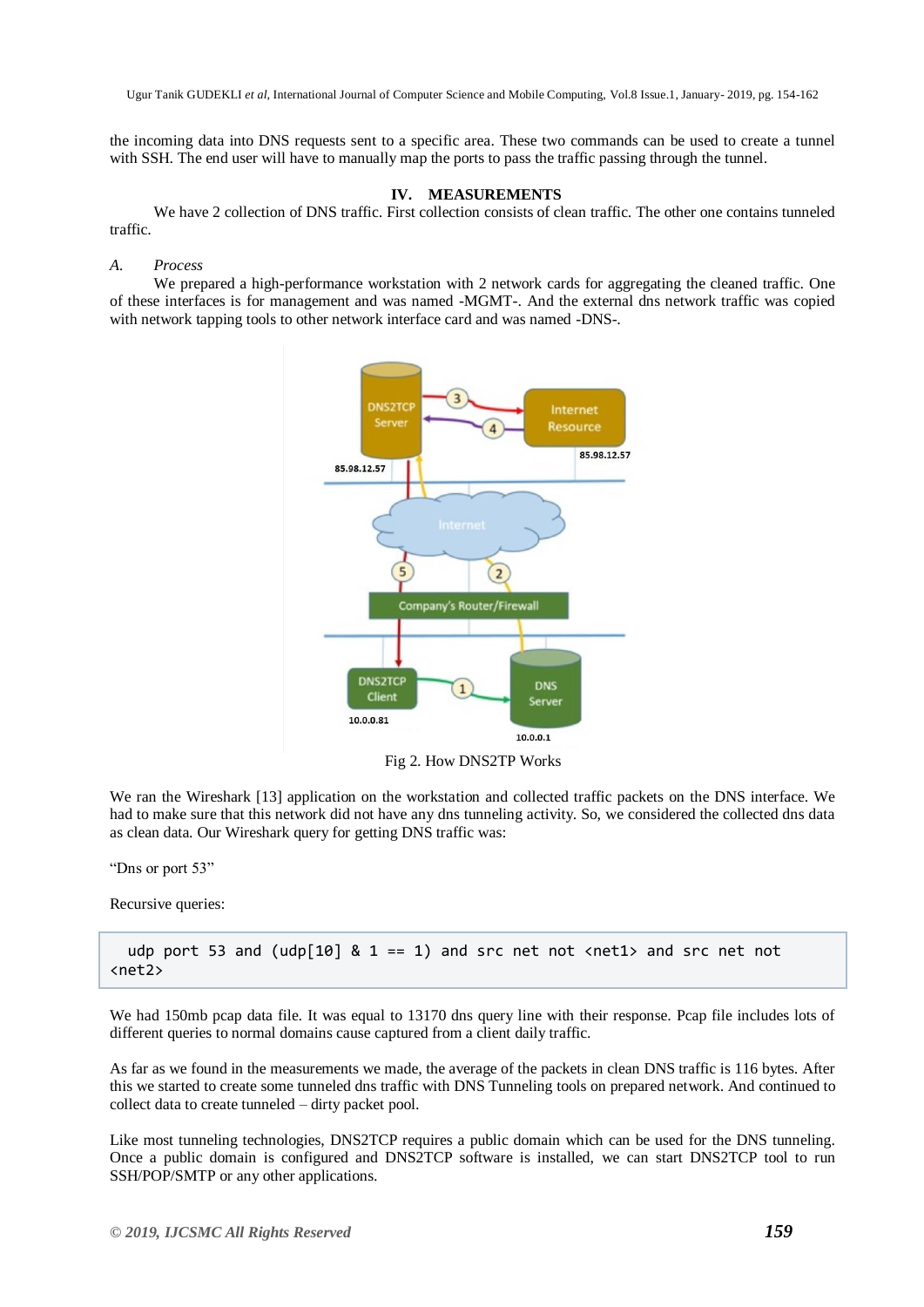the incoming data into DNS requests sent to a specific area. These two commands can be used to create a tunnel with SSH. The end user will have to manually map the ports to pass the traffic passing through the tunnel.

## IV. MEASUREMENTS

We have 2 collection of DNS traffic. First collection consists of clean traffic. The other one contains tunneled traffic.

### *A. Process*

We prepared a high-performance workstation with 2 network cards for aggregating the cleaned traffic. One of these interfaces is for management and was named -MGMT-. And the external dns network traffic was copied with network tapping tools to other network interface card and was named -DNS-.

Fig 2. How DNS2TP Works

We ran the Wireshark [13] application on the workstation and collected traffic packets on the DNS interface. We had to make sure that this network did not have any dns tunneling activity. So, we considered the collected dns data as clean data. Our Wireshark query for getting DNS traffic was:

"Dns or port 53"

Recursive queries:

```
udp port 53 and (udp[10] & 1 == 1) and src net not <net1> and src net not <net2>
```

We had 150mb pcap data file. It was equal to 13170 dns query line with their response. Pcap file includes lots of different queries to normal domains cause captured from a client daily traffic.

As far as we found in the measurements we made, the average of the packets in clean DNS traffic is 116 bytes. After this we started to create some tunneled dns traffic with DNS Tunneling tools on prepared network. And continued to collect data to create tunneled – dirty packet pool.

Like most tunneling technologies, DNS2TCP requires a public domain which can be used for the DNS tunneling. Once a public domain is configured and DNS2TCP software is installed, we can start DNS2TCP tool to run SSH/POP/SMTP or any other applications.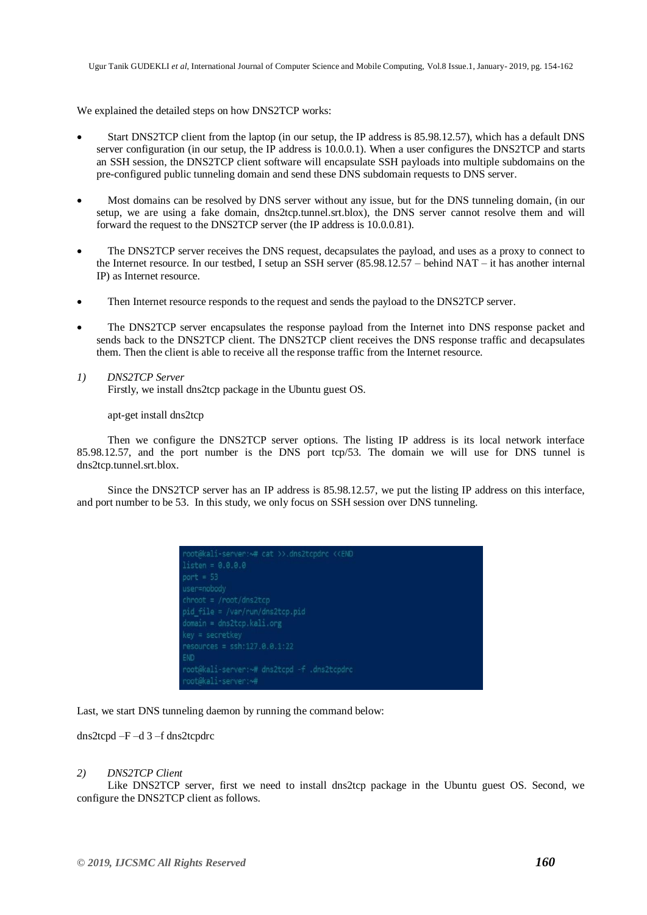We explained the detailed steps on how DNS2TCP works:

- Start DNS2TCP client from the laptop (in our setup, the IP address is 85.98.12.57), which has a default DNS server configuration (in our setup, the IP address is 10.0.0.1). When a user configures the DNS2TCP and starts an SSH session, the DNS2TCP client software will encapsulate SSH payloads into multiple subdomains on the pre-configured public tunneling domain and send these DNS subdomain requests to DNS server.
- Most domains can be resolved by DNS server without any issue, but for the DNS tunneling domain, (in our setup, we are using a fake domain, dns2tcp.tunnel.srt.blox), the DNS server cannot resolve them and will forward the request to the DNS2TCP server (the IP address is 10.0.0.81).
- The DNS2TCP server receives the DNS request, decapsulates the payload, and uses as a proxy to connect to the Internet resource. In our testbed, I setup an SSH server (85.98.12.57 – behind NAT – it has another internal IP) as Internet resource.
- Then Internet resource responds to the request and sends the payload to the DNS2TCP server.
- The DNS2TCP server encapsulates the response payload from the Internet into DNS response packet and sends back to the DNS2TCP client. The DNS2TCP client receives the DNS response traffic and decapsulates them. Then the client is able to receive all the response traffic from the Internet resource.

*1) DNS2TCP Server*

Firstly, we install dns2tcp package in the Ubuntu guest OS.

apt-get install dns2tcp

Then we configure the DNS2TCP server options. The listing IP address is its local network interface 85.98.12.57, and the port number is the DNS port tcp/53. The domain we will use for DNS tunnel is dns2tcp.tunnel.srt.blox.

Since the DNS2TCP server has an IP address is 85.98.12.57, we put the listing IP address on this interface, and port number to be 53. In this study, we only focus on SSH session over DNS tunneling.

```
root@kali-server:~# cat >>.dns2tcpdrc <<END
listen = 0.0.0.0
port = 53
user=nobody
chroot = /root/dns2tcp
pid_file = /var/run/dns2tcp.pid
domain = dns2tcp.kali.org
key = secretkey
resources = ssh:127.0.0.1:22
END
root@kali-server:~# dns2tcpd -f .dns2tcpdrc
root@kali-server:~#
```

Last, we start DNS tunneling daemon by running the command below:

dns2tcpd –F –d 3 –f dns2tcpdrc

*2) DNS2TCP Client*

Like DNS2TCP server, first we need to install dns2tcp package in the Ubuntu guest OS. Second, we configure the DNS2TCP client as follows.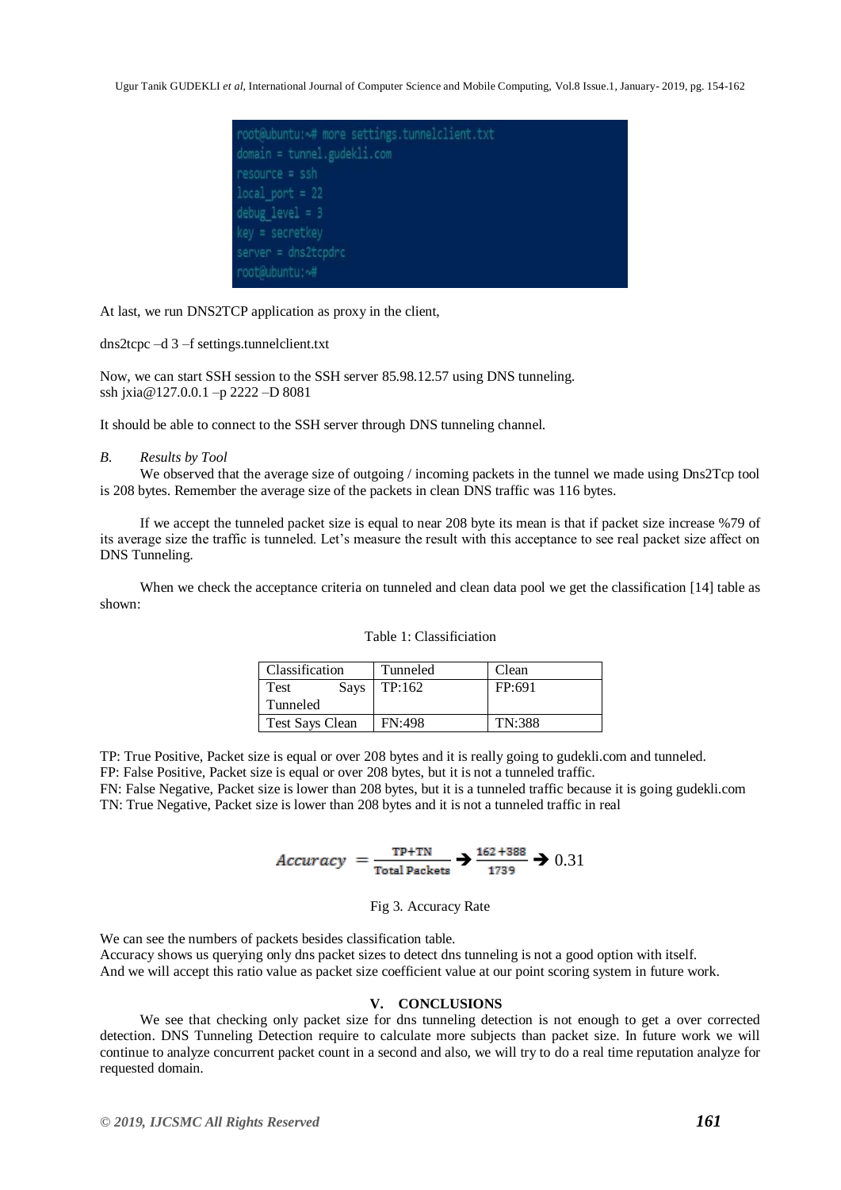```
root@ubuntu:~# more settings.tunnelclient.txt
domain = tunnel.gudekli.com
resource = ssh
local_port = 22
debug_level = 3
key = secretkey
server = dns2tcpdrc
root@ubuntu:~#
```

At last, we run DNS2TCP application as proxy in the client,

dns2tcpc –d 3 –f settings.tunnelclient.txt

Now, we can start SSH session to the SSH server 85.98.12.57 using DNS tunneling.
ssh jxia@127.0.0.1 –p 2222 –D 8081

It should be able to connect to the SSH server through DNS tunneling channel.

### B. *Results by Tool*

We observed that the average size of outgoing / incoming packets in the tunnel we made using Dns2Tcp tool is 208 bytes. Remember the average size of the packets in clean DNS traffic was 116 bytes.

If we accept the tunneled packet size is equal to near 208 byte its mean is that if packet size increase %79 of its average size the traffic is tunneled. Let's measure the result with this acceptance to see real packet size affect on DNS Tunneling.

When we check the acceptance criteria on tunneled and clean data pool we get the classification [14] table as shown:

Table 1: Classificiation

| Classification | Tunneled | Clean |
|---|---|---|
| Test Says Tunneled | TP:162 | FP:691 |
| Test Says Clean | FN:498 | TN:388 |

TP: True Positive, Packet size is equal or over 208 bytes and it is really going to gudekli.com and tunneled.
FP: False Positive, Packet size is equal or over 208 bytes, but it is not a tunneled traffic.
FN: False Negative, Packet size is lower than 208 bytes, but it is a tunneled traffic because it is going gudekli.com
TN: True Negative, Packet size is lower than 208 bytes and it is not a tunneled traffic in real

$$Accuracy = \frac{TP+TN}{Total\ Packets} \rightarrow \frac{162+388}{1739} \rightarrow 0.31$$

Fig 3. Accuracy Rate

We can see the numbers of packets besides classification table.
Accuracy shows us querying only dns packet sizes to detect dns tunneling is not a good option with itself.
And we will accept this ratio value as packet size coefficient value at our point scoring system in future work.

## V. CONCLUSIONS

We see that checking only packet size for dns tunneling detection is not enough to get a over corrected detection. DNS Tunneling Detection require to calculate more subjects than packet size. In future work we will continue to analyze concurrent packet count in a second and also, we will try to do a real time reputation analyze for requested domain.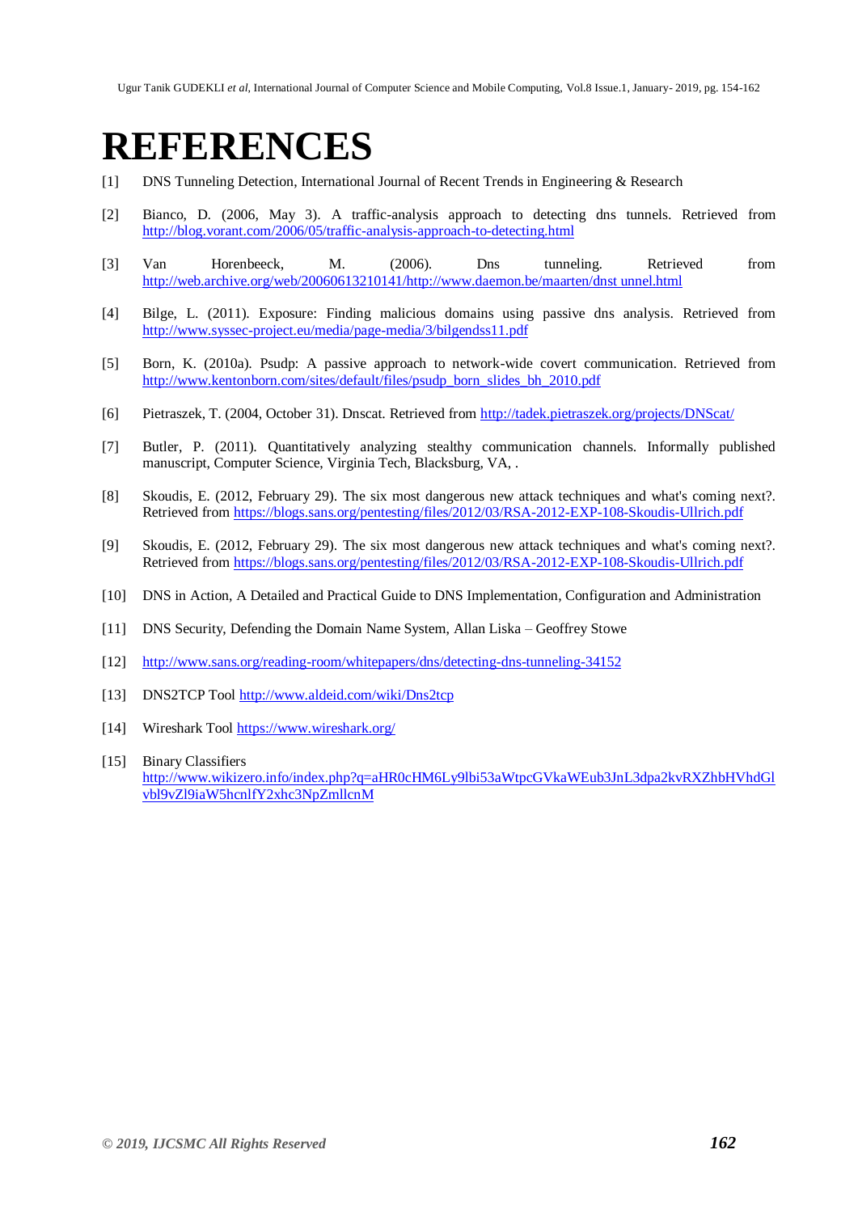# REFERENCES

[1] DNS Tunneling Detection, International Journal of Recent Trends in Engineering & Research

[2] Bianco, D. (2006, May 3). A traffic-analysis approach to detecting dns tunnels. Retrieved from http://blog.vorant.com/2006/05/traffic-analysis-approach-to-detecting.html

[3] Van Horenbeeck, M. (2006). Dns tunneling. Retrieved from http://web.archive.org/web/20060613210141/http://www.daemon.be/maarten/dnst unnel.html

[4] Bilge, L. (2011). Exposure: Finding malicious domains using passive dns analysis. Retrieved from http://www.syssec-project.eu/media/page-media/3/bilgendss11.pdf

[5] Born, K. (2010a). Psudp: A passive approach to network-wide covert communication. Retrieved from http://www.kentonborn.com/sites/default/files/psudp_born_slides_bh_2010.pdf

[6] Pietraszek, T. (2004, October 31). Dnscat. Retrieved from http://tadek.pietraszek.org/projects/DNScat/

[7] Butler, P. (2011). Quantitatively analyzing stealthy communication channels. Informally published manuscript, Computer Science, Virginia Tech, Blacksburg, VA, .

[8] Skoudis, E. (2012, February 29). The six most dangerous new attack techniques and what's coming next?. Retrieved from https://blogs.sans.org/pentesting/files/2012/03/RSA-2012-EXP-108-Skoudis-Ullrich.pdf

[9] Skoudis, E. (2012, February 29). The six most dangerous new attack techniques and what's coming next?. Retrieved from https://blogs.sans.org/pentesting/files/2012/03/RSA-2012-EXP-108-Skoudis-Ullrich.pdf

[10] DNS in Action, A Detailed and Practical Guide to DNS Implementation, Configuration and Administration

[11] DNS Security, Defending the Domain Name System, Allan Liska – Geoffrey Stowe

[12] http://www.sans.org/reading-room/whitepapers/dns/detecting-dns-tunneling-34152

[13] DNS2TCP Tool http://www.aldeid.com/wiki/Dns2tcp

[14] Wireshark Tool https://www.wireshark.org/

[15] Binary Classifiers http://www.wikizero.info/index.php?q=aHR0cHM6Ly9lbi53aWtpcGVkaWEub3JnL3dpa2kvRXZhbHVhdGlvbl9vZl9iaW5hcnlfY2xhc3NpZmllcnM